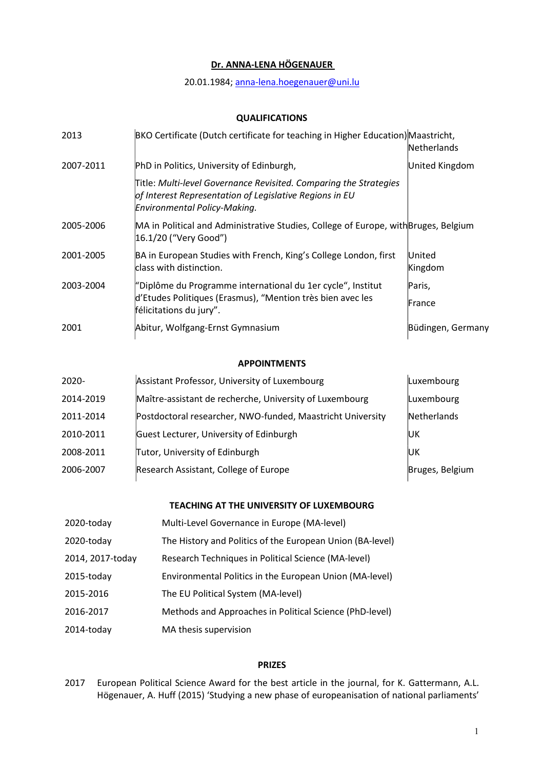**Dr. ANNA-LENA HÖGENAUER**

20.01.1984; anna-lena.hoegenauer@uni.lu

## QUALIFICATIONS

| | | |
|---|---|---|
| 2013 | BKO Certificate (Dutch certificate for teaching in Higher Education) | Maastricht, Netherlands |
| 2007-2011 | PhD in Politics, University of Edinburgh,<br>Title: *Multi-level Governance Revisited. Comparing the Strategies of Interest Representation of Legislative Regions in EU Environmental Policy-Making.* | United Kingdom |
| 2005-2006 | MA in Political and Administrative Studies, College of Europe, with 16.1/20 ("Very Good") | Bruges, Belgium |
| 2001-2005 | BA in European Studies with French, King's College London, first class with distinction. | United Kingdom |
| 2003-2004 | "Diplôme du Programme international du 1er cycle", Institut d'Etudes Politiques (Erasmus), "Mention très bien avec les félicitations du jury". | Paris, France |
| 2001 | Abitur, Wolfgang-Ernst Gymnasium | Büdingen, Germany |

## APPOINTMENTS

| | | |
|---|---|---|
| 2020- | Assistant Professor, University of Luxembourg | Luxembourg |
| 2014-2019 | Maître-assistant de recherche, University of Luxembourg | Luxembourg |
| 2011-2014 | Postdoctoral researcher, NWO-funded, Maastricht University | Netherlands |
| 2010-2011 | Guest Lecturer, University of Edinburgh | UK |
| 2008-2011 | Tutor, University of Edinburgh | UK |
| 2006-2007 | Research Assistant, College of Europe | Bruges, Belgium |

## TEACHING AT THE UNIVERSITY OF LUXEMBOURG

| | |
|---|---|
| 2020-today | Multi-Level Governance in Europe (MA-level) |
| 2020-today | The History and Politics of the European Union (BA-level) |
| 2014, 2017-today | Research Techniques in Political Science (MA-level) |
| 2015-today | Environmental Politics in the European Union (MA-level) |
| 2015-2016 | The EU Political System (MA-level) |
| 2016-2017 | Methods and Approaches in Political Science (PhD-level) |
| 2014-today | MA thesis supervision |

## PRIZES

2017 European Political Science Award for the best article in the journal, for K. Gattermann, A.L. Högenauer, A. Huff (2015) 'Studying a new phase of europeanisation of national parliaments'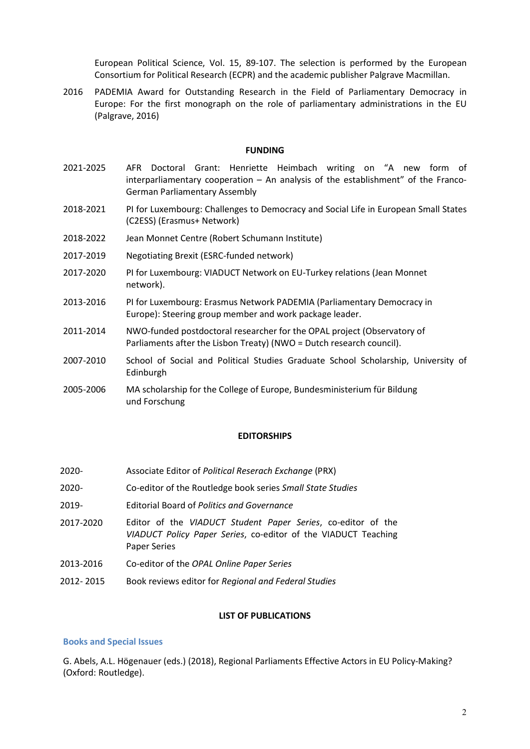European Political Science, Vol. 15, 89-107. The selection is performed by the European Consortium for Political Research (ECPR) and the academic publisher Palgrave Macmillan.

2016 PADEMIA Award for Outstanding Research in the Field of Parliamentary Democracy in Europe: For the first monograph on the role of parliamentary administrations in the EU (Palgrave, 2016)

## FUNDING

2021-2025 AFR Doctoral Grant: Henriette Heimbach writing on "A new form of interparliamentary cooperation – An analysis of the establishment" of the Franco-German Parliamentary Assembly

2018-2021 PI for Luxembourg: Challenges to Democracy and Social Life in European Small States (C2ESS) (Erasmus+ Network)

2018-2022 Jean Monnet Centre (Robert Schumann Institute)

2017-2019 Negotiating Brexit (ESRC-funded network)

2017-2020 PI for Luxembourg: VIADUCT Network on EU-Turkey relations (Jean Monnet network).

2013-2016 PI for Luxembourg: Erasmus Network PADEMIA (Parliamentary Democracy in Europe): Steering group member and work package leader.

2011-2014 NWO-funded postdoctoral researcher for the OPAL project (Observatory of Parliaments after the Lisbon Treaty) (NWO = Dutch research council).

2007-2010 School of Social and Political Studies Graduate School Scholarship, University of Edinburgh

2005-2006 MA scholarship for the College of Europe, Bundesministerium für Bildung und Forschung

## EDITORSHIPS

2020- Associate Editor of *Political Reserach Exchange* (PRX)

2020- Co-editor of the Routledge book series *Small State Studies*

2019- Editorial Board of *Politics and Governance*

2017-2020 Editor of the *VIADUCT Student Paper Series*, co-editor of the *VIADUCT Policy Paper Series*, co-editor of the VIADUCT Teaching Paper Series

2013-2016 Co-editor of the *OPAL Online Paper Series*

2012- 2015 Book reviews editor for *Regional and Federal Studies*

## LIST OF PUBLICATIONS

### Books and Special Issues

G. Abels, A.L. Högenauer (eds.) (2018), Regional Parliaments Effective Actors in EU Policy-Making? (Oxford: Routledge).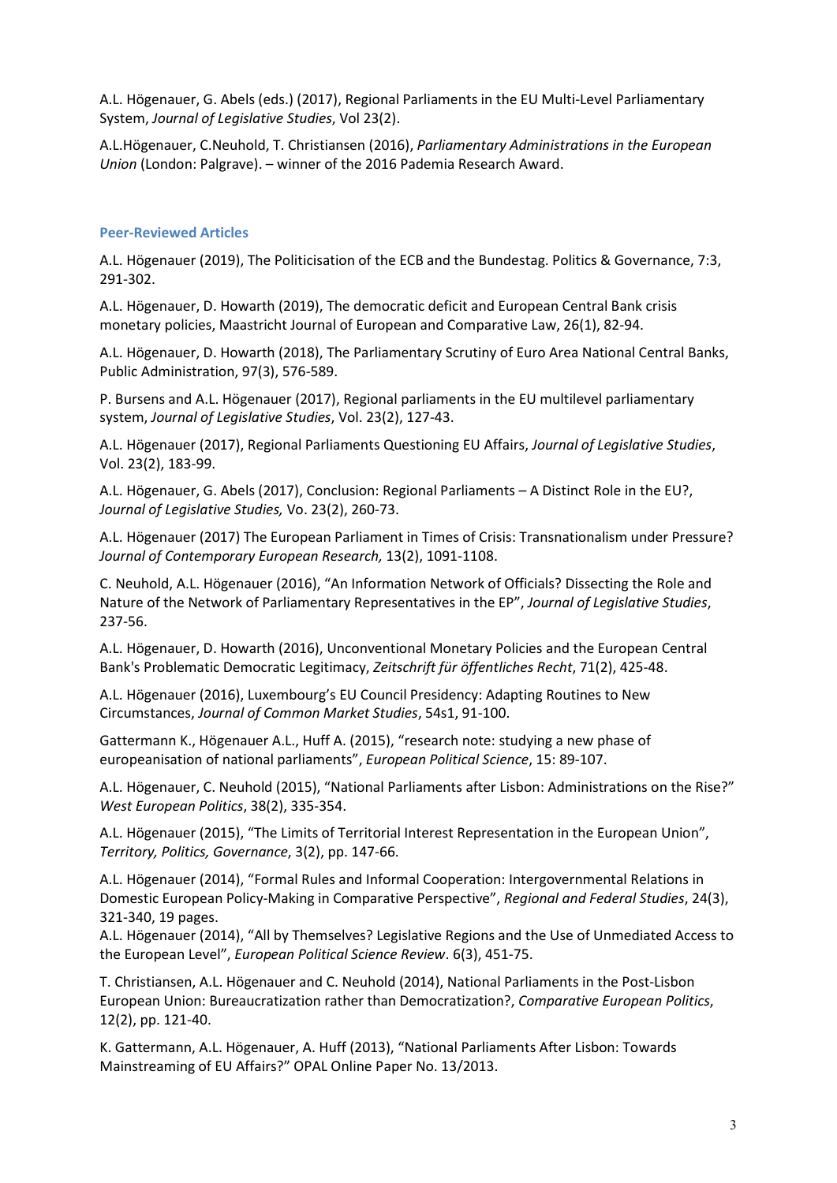A.L. Högenauer, G. Abels (eds.) (2017), Regional Parliaments in the EU Multi-Level Parliamentary System, *Journal of Legislative Studies*, Vol 23(2).

A.L.Högenauer, C.Neuhold, T. Christiansen (2016), *Parliamentary Administrations in the European Union* (London: Palgrave). – winner of the 2016 Pademia Research Award.

### Peer-Reviewed Articles

A.L. Högenauer (2019), The Politicisation of the ECB and the Bundestag. Politics & Governance, 7:3, 291-302.

A.L. Högenauer, D. Howarth (2019), The democratic deficit and European Central Bank crisis monetary policies, Maastricht Journal of European and Comparative Law, 26(1), 82-94.

A.L. Högenauer, D. Howarth (2018), The Parliamentary Scrutiny of Euro Area National Central Banks, Public Administration, 97(3), 576-589.

P. Bursens and A.L. Högenauer (2017), Regional parliaments in the EU multilevel parliamentary system, *Journal of Legislative Studies*, Vol. 23(2), 127-43.

A.L. Högenauer (2017), Regional Parliaments Questioning EU Affairs, *Journal of Legislative Studies*, Vol. 23(2), 183-99.

A.L. Högenauer, G. Abels (2017), Conclusion: Regional Parliaments – A Distinct Role in the EU?, *Journal of Legislative Studies,* Vo. 23(2), 260-73.

A.L. Högenauer (2017) The European Parliament in Times of Crisis: Transnationalism under Pressure? *Journal of Contemporary European Research,* 13(2), 1091-1108.

C. Neuhold, A.L. Högenauer (2016), "An Information Network of Officials? Dissecting the Role and Nature of the Network of Parliamentary Representatives in the EP", *Journal of Legislative Studies*, 237-56.

A.L. Högenauer, D. Howarth (2016), Unconventional Monetary Policies and the European Central Bank's Problematic Democratic Legitimacy, *Zeitschrift für öffentliches Recht*, 71(2), 425-48.

A.L. Högenauer (2016), Luxembourg's EU Council Presidency: Adapting Routines to New Circumstances, *Journal of Common Market Studies*, 54s1, 91-100.

Gattermann K., Högenauer A.L., Huff A. (2015), "research note: studying a new phase of europeanisation of national parliaments", *European Political Science*, 15: 89-107.

A.L. Högenauer, C. Neuhold (2015), "National Parliaments after Lisbon: Administrations on the Rise?" *West European Politics*, 38(2), 335-354.

A.L. Högenauer (2015), "The Limits of Territorial Interest Representation in the European Union", *Territory, Politics, Governance*, 3(2), pp. 147-66.

A.L. Högenauer (2014), "Formal Rules and Informal Cooperation: Intergovernmental Relations in Domestic European Policy-Making in Comparative Perspective", *Regional and Federal Studies*, 24(3), 321-340, 19 pages.

A.L. Högenauer (2014), "All by Themselves? Legislative Regions and the Use of Unmediated Access to the European Level", *European Political Science Review*. 6(3), 451-75.

T. Christiansen, A.L. Högenauer and C. Neuhold (2014), National Parliaments in the Post-Lisbon European Union: Bureaucratization rather than Democratization?, *Comparative European Politics*, 12(2), pp. 121-40.

K. Gattermann, A.L. Högenauer, A. Huff (2013), "National Parliaments After Lisbon: Towards Mainstreaming of EU Affairs?" OPAL Online Paper No. 13/2013.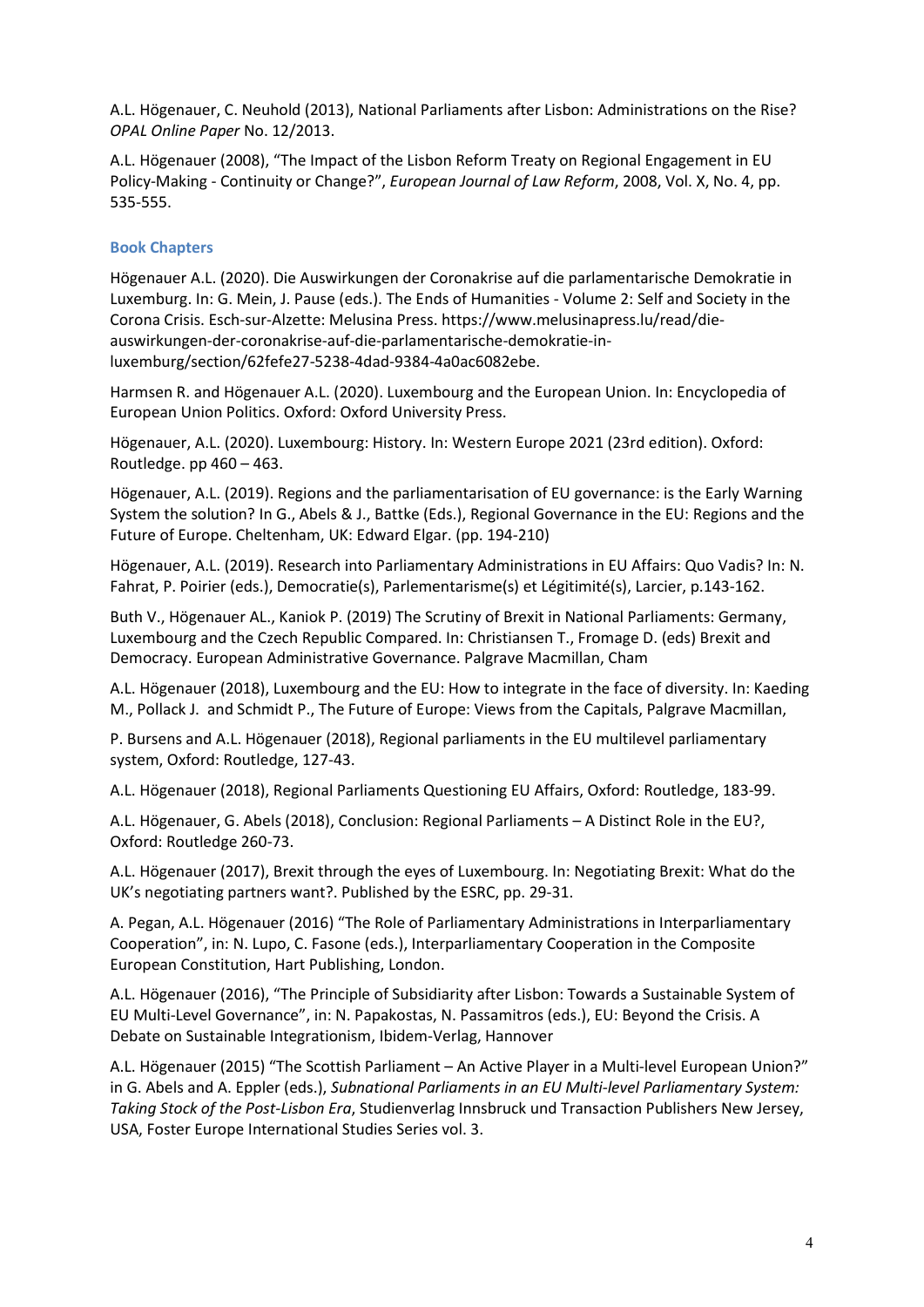A.L. Högenauer, C. Neuhold (2013), National Parliaments after Lisbon: Administrations on the Rise? *OPAL Online Paper* No. 12/2013.

A.L. Högenauer (2008), "The Impact of the Lisbon Reform Treaty on Regional Engagement in EU Policy-Making - Continuity or Change?", *European Journal of Law Reform*, 2008, Vol. X, No. 4, pp. 535-555.

### Book Chapters

Högenauer A.L. (2020). Die Auswirkungen der Coronakrise auf die parlamentarische Demokratie in Luxemburg. In: G. Mein, J. Pause (eds.). The Ends of Humanities - Volume 2: Self and Society in the Corona Crisis. Esch-sur-Alzette: Melusina Press. https://www.melusinapress.lu/read/die-auswirkungen-der-coronakrise-auf-die-parlamentarische-demokratie-in-luxemburg/section/62fefe27-5238-4dad-9384-4a0ac6082ebe.

Harmsen R. and Högenauer A.L. (2020). Luxembourg and the European Union. In: Encyclopedia of European Union Politics. Oxford: Oxford University Press.

Högenauer, A.L. (2020). Luxembourg: History. In: Western Europe 2021 (23rd edition). Oxford: Routledge. pp 460 – 463.

Högenauer, A.L. (2019). Regions and the parliamentarisation of EU governance: is the Early Warning System the solution? In G., Abels & J., Battke (Eds.), Regional Governance in the EU: Regions and the Future of Europe. Cheltenham, UK: Edward Elgar. (pp. 194-210)

Högenauer, A.L. (2019). Research into Parliamentary Administrations in EU Affairs: Quo Vadis? In: N. Fahrat, P. Poirier (eds.), Democratie(s), Parlementarisme(s) et Légitimité(s), Larcier, p.143-162.

Buth V., Högenauer AL., Kaniok P. (2019) The Scrutiny of Brexit in National Parliaments: Germany, Luxembourg and the Czech Republic Compared. In: Christiansen T., Fromage D. (eds) Brexit and Democracy. European Administrative Governance. Palgrave Macmillan, Cham

A.L. Högenauer (2018), Luxembourg and the EU: How to integrate in the face of diversity. In: Kaeding M., Pollack J. and Schmidt P., The Future of Europe: Views from the Capitals, Palgrave Macmillan,

P. Bursens and A.L. Högenauer (2018), Regional parliaments in the EU multilevel parliamentary system, Oxford: Routledge, 127-43.

A.L. Högenauer (2018), Regional Parliaments Questioning EU Affairs, Oxford: Routledge, 183-99.

A.L. Högenauer, G. Abels (2018), Conclusion: Regional Parliaments – A Distinct Role in the EU?, Oxford: Routledge 260-73.

A.L. Högenauer (2017), Brexit through the eyes of Luxembourg. In: Negotiating Brexit: What do the UK's negotiating partners want?. Published by the ESRC, pp. 29-31.

A. Pegan, A.L. Högenauer (2016) "The Role of Parliamentary Administrations in Interparliamentary Cooperation", in: N. Lupo, C. Fasone (eds.), Interparliamentary Cooperation in the Composite European Constitution, Hart Publishing, London.

A.L. Högenauer (2016), "The Principle of Subsidiarity after Lisbon: Towards a Sustainable System of EU Multi-Level Governance", in: N. Papakostas, N. Passamitros (eds.), EU: Beyond the Crisis. A Debate on Sustainable Integrationism, Ibidem-Verlag, Hannover

A.L. Högenauer (2015) "The Scottish Parliament – An Active Player in a Multi-level European Union?" in G. Abels and A. Eppler (eds.), *Subnational Parliaments in an EU Multi-level Parliamentary System: Taking Stock of the Post-Lisbon Era*, Studienverlag Innsbruck und Transaction Publishers New Jersey, USA, Foster Europe International Studies Series vol. 3.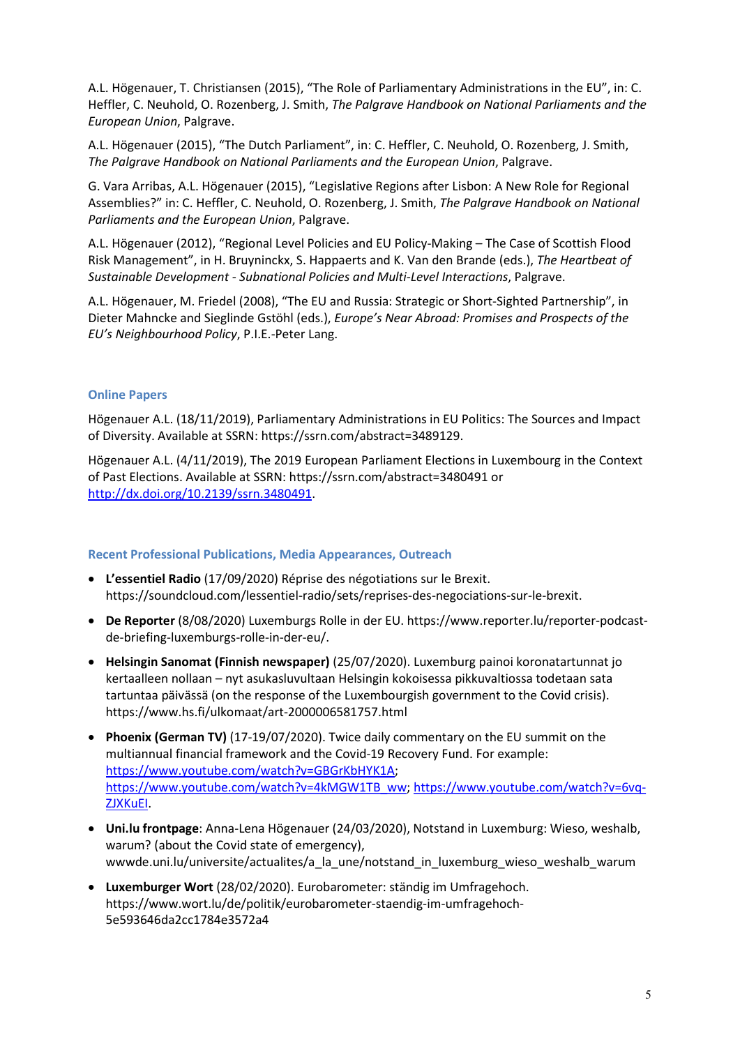A.L. Högenauer, T. Christiansen (2015), "The Role of Parliamentary Administrations in the EU", in: C. Heffler, C. Neuhold, O. Rozenberg, J. Smith, *The Palgrave Handbook on National Parliaments and the European Union*, Palgrave.

A.L. Högenauer (2015), "The Dutch Parliament", in: C. Heffler, C. Neuhold, O. Rozenberg, J. Smith, *The Palgrave Handbook on National Parliaments and the European Union*, Palgrave.

G. Vara Arribas, A.L. Högenauer (2015), "Legislative Regions after Lisbon: A New Role for Regional Assemblies?" in: C. Heffler, C. Neuhold, O. Rozenberg, J. Smith, *The Palgrave Handbook on National Parliaments and the European Union*, Palgrave.

A.L. Högenauer (2012), "Regional Level Policies and EU Policy-Making – The Case of Scottish Flood Risk Management", in H. Bruyninckx, S. Happaerts and K. Van den Brande (eds.), *The Heartbeat of Sustainable Development - Subnational Policies and Multi-Level Interactions*, Palgrave.

A.L. Högenauer, M. Friedel (2008), "The EU and Russia: Strategic or Short-Sighted Partnership", in Dieter Mahncke and Sieglinde Gstöhl (eds.), *Europe's Near Abroad: Promises and Prospects of the EU's Neighbourhood Policy*, P.I.E.-Peter Lang.

### Online Papers

Högenauer A.L. (18/11/2019), Parliamentary Administrations in EU Politics: The Sources and Impact of Diversity. Available at SSRN: https://ssrn.com/abstract=3489129.

Högenauer A.L. (4/11/2019), The 2019 European Parliament Elections in Luxembourg in the Context of Past Elections. Available at SSRN: https://ssrn.com/abstract=3480491 or http://dx.doi.org/10.2139/ssrn.3480491.

### Recent Professional Publications, Media Appearances, Outreach

- **L'essentiel Radio** (17/09/2020) Réprise des négotiations sur le Brexit. https://soundcloud.com/lessentiel-radio/sets/reprises-des-negociations-sur-le-brexit.
- **De Reporter** (8/08/2020) Luxemburgs Rolle in der EU. https://www.reporter.lu/reporter-podcast-de-briefing-luxemburgs-rolle-in-der-eu/.
- **Helsingin Sanomat (Finnish newspaper)** (25/07/2020). Luxemburg painoi koronatartunnat jo kertaalleen nollaan – nyt asukasluvultaan Helsingin kokoisessa pikkuvaltiossa todetaan sata tartuntaa päivässä (on the response of the Luxembourgish government to the Covid crisis). https://www.hs.fi/ulkomaat/art-2000006581757.html
- **Phoenix (German TV)** (17-19/07/2020). Twice daily commentary on the EU summit on the multiannual financial framework and the Covid-19 Recovery Fund. For example: https://www.youtube.com/watch?v=GBGrKbHYK1A; https://www.youtube.com/watch?v=4kMGW1TB_ww; https://www.youtube.com/watch?v=6vq-ZJXKuEI.
- **Uni.lu frontpage**: Anna-Lena Högenauer (24/03/2020), Notstand in Luxemburg: Wieso, weshalb, warum? (about the Covid state of emergency), wwwde.uni.lu/universite/actualites/a_la_une/notstand_in_luxemburg_wieso_weshalb_warum
- **Luxemburger Wort** (28/02/2020). Eurobarometer: ständig im Umfragehoch. https://www.wort.lu/de/politik/eurobarometer-staendig-im-umfragehoch-5e593646da2cc1784e3572a4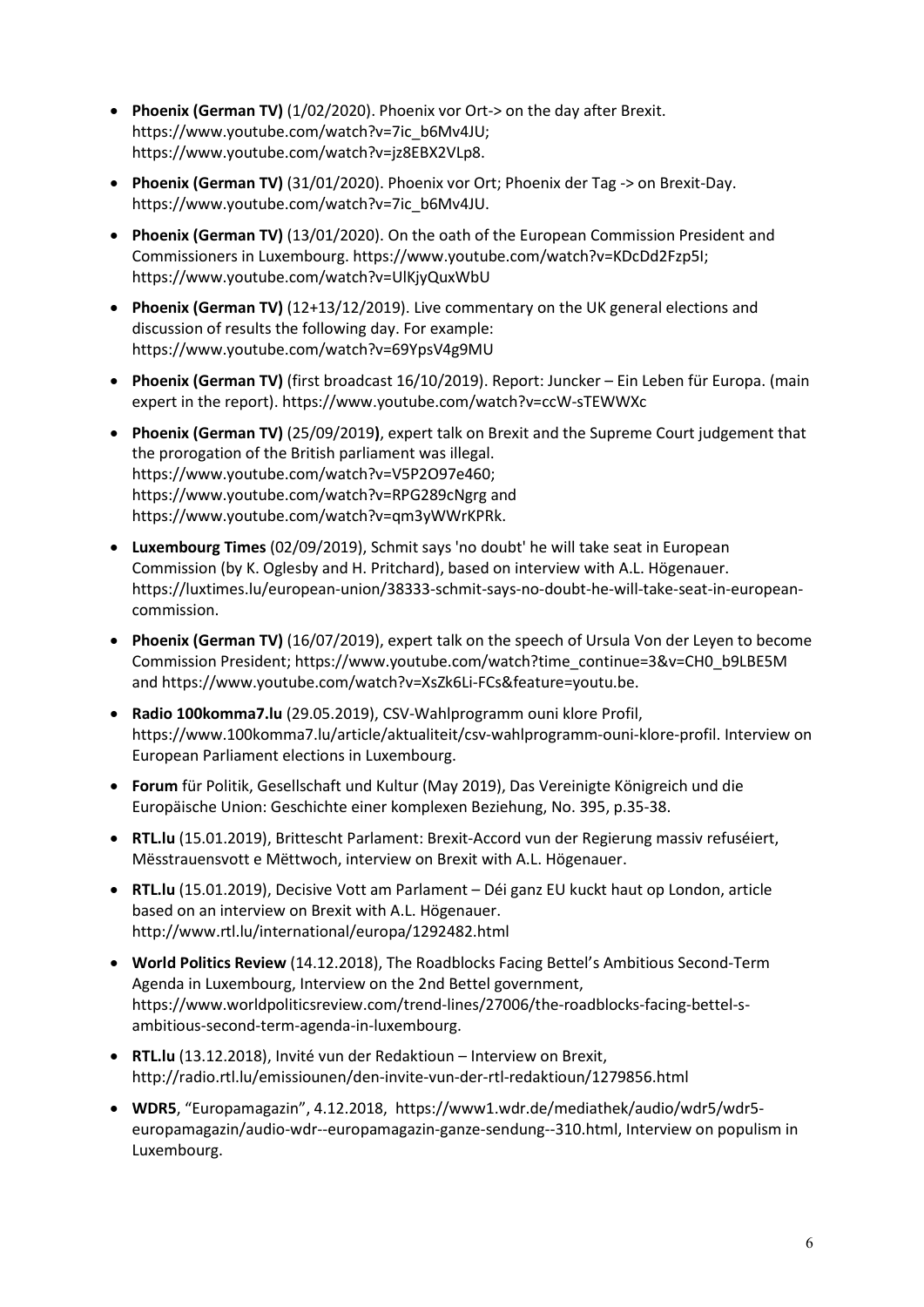- **Phoenix (German TV)** (1/02/2020). Phoenix vor Ort-> on the day after Brexit. https://www.youtube.com/watch?v=7ic_b6Mv4JU; https://www.youtube.com/watch?v=jz8EBX2VLp8.
- **Phoenix (German TV)** (31/01/2020). Phoenix vor Ort; Phoenix der Tag -> on Brexit-Day. https://www.youtube.com/watch?v=7ic_b6Mv4JU.
- **Phoenix (German TV)** (13/01/2020). On the oath of the European Commission President and Commissioners in Luxembourg. https://www.youtube.com/watch?v=KDcDd2Fzp5I; https://www.youtube.com/watch?v=UlKjyQuxWbU
- **Phoenix (German TV)** (12+13/12/2019). Live commentary on the UK general elections and discussion of results the following day. For example: https://www.youtube.com/watch?v=69YpsV4g9MU
- **Phoenix (German TV)** (first broadcast 16/10/2019). Report: Juncker – Ein Leben für Europa. (main expert in the report). https://www.youtube.com/watch?v=ccW-sTEWWXc
- **Phoenix (German TV)** (25/09/2019**)**, expert talk on Brexit and the Supreme Court judgement that the prorogation of the British parliament was illegal. https://www.youtube.com/watch?v=V5P2O97e460; https://www.youtube.com/watch?v=RPG289cNgrg and https://www.youtube.com/watch?v=qm3yWWrKPRk.
- **Luxembourg Times** (02/09/2019), Schmit says 'no doubt' he will take seat in European Commission (by K. Oglesby and H. Pritchard), based on interview with A.L. Högenauer. https://luxtimes.lu/european-union/38333-schmit-says-no-doubt-he-will-take-seat-in-european-commission.
- **Phoenix (German TV)** (16/07/2019), expert talk on the speech of Ursula Von der Leyen to become Commission President; https://www.youtube.com/watch?time_continue=3&v=CH0_b9LBE5M and https://www.youtube.com/watch?v=XsZk6Li-FCs&feature=youtu.be.
- **Radio 100komma7.lu** (29.05.2019), CSV-Wahlprogramm ouni klore Profil, https://www.100komma7.lu/article/aktualiteit/csv-wahlprogramm-ouni-klore-profil. Interview on European Parliament elections in Luxembourg.
- **Forum** für Politik, Gesellschaft und Kultur (May 2019), Das Vereinigte Königreich und die Europäische Union: Geschichte einer komplexen Beziehung, No. 395, p.35-38.
- **RTL.lu** (15.01.2019), Brittescht Parlament: Brexit-Accord vun der Regierung massiv refuséiert, Mësstrauensvott e Mëttwoch, interview on Brexit with A.L. Högenauer.
- **RTL.lu** (15.01.2019), Decisive Vott am Parlament – Déi ganz EU kuckt haut op London, article based on an interview on Brexit with A.L. Högenauer. http://www.rtl.lu/international/europa/1292482.html
- **World Politics Review** (14.12.2018), The Roadblocks Facing Bettel's Ambitious Second-Term Agenda in Luxembourg, Interview on the 2nd Bettel government, https://www.worldpoliticsreview.com/trend-lines/27006/the-roadblocks-facing-bettel-s-ambitious-second-term-agenda-in-luxembourg.
- **RTL.lu** (13.12.2018), Invité vun der Redaktioun – Interview on Brexit, http://radio.rtl.lu/emissiounen/den-invite-vun-der-rtl-redaktioun/1279856.html
- **WDR5**, "Europamagazin", 4.12.2018, https://www1.wdr.de/mediathek/audio/wdr5/wdr5-europamagazin/audio-wdr--europamagazin-ganze-sendung--310.html, Interview on populism in Luxembourg.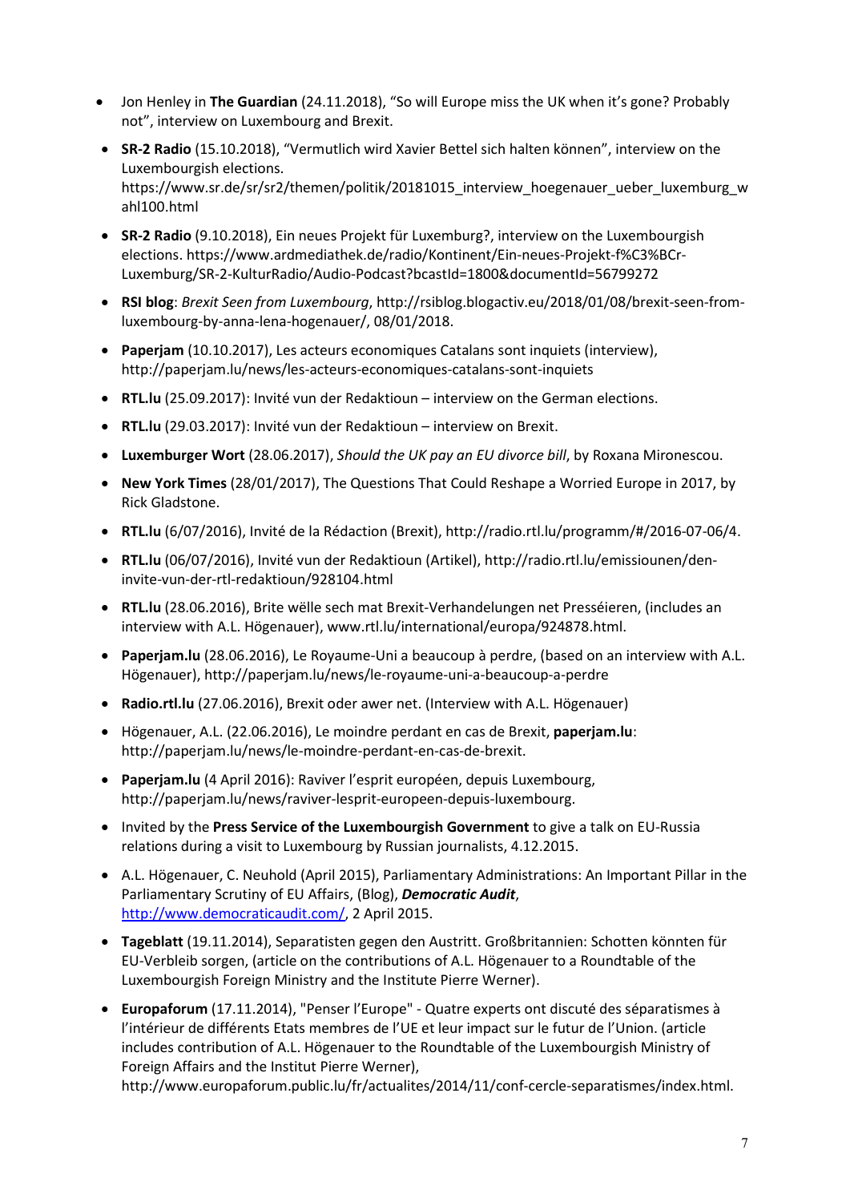- Jon Henley in **The Guardian** (24.11.2018), "So will Europe miss the UK when it's gone? Probably not", interview on Luxembourg and Brexit.
- **SR-2 Radio** (15.10.2018), "Vermutlich wird Xavier Bettel sich halten können", interview on the Luxembourgish elections. https://www.sr.de/sr/sr2/themen/politik/20181015_interview_hoegenauer_ueber_luxemburg_wahl100.html
- **SR-2 Radio** (9.10.2018), Ein neues Projekt für Luxemburg?, interview on the Luxembourgish elections. https://www.ardmediathek.de/radio/Kontinent/Ein-neues-Projekt-f%C3%BCr-Luxemburg/SR-2-KulturRadio/Audio-Podcast?bcastId=1800&documentId=56799272
- **RSI blog**: *Brexit Seen from Luxembourg*, http://rsiblog.blogactiv.eu/2018/01/08/brexit-seen-from-luxembourg-by-anna-lena-hogenauer/, 08/01/2018.
- **Paperjam** (10.10.2017), Les acteurs economiques Catalans sont inquiets (interview), http://paperjam.lu/news/les-acteurs-economiques-catalans-sont-inquiets
- **RTL.lu** (25.09.2017): Invité vun der Redaktioun – interview on the German elections.
- **RTL.lu** (29.03.2017): Invité vun der Redaktioun – interview on Brexit.
- **Luxemburger Wort** (28.06.2017), *Should the UK pay an EU divorce bill*, by Roxana Mironescou.
- **New York Times** (28/01/2017), The Questions That Could Reshape a Worried Europe in 2017, by Rick Gladstone.
- **RTL.lu** (6/07/2016), Invité de la Rédaction (Brexit), http://radio.rtl.lu/programm/#/2016-07-06/4.
- **RTL.lu** (06/07/2016), Invité vun der Redaktioun (Artikel), http://radio.rtl.lu/emissiounen/den-invite-vun-der-rtl-redaktioun/928104.html
- **RTL.lu** (28.06.2016), Brite wëlle sech mat Brexit-Verhandelungen net Presséieren, (includes an interview with A.L. Högenauer), www.rtl.lu/international/europa/924878.html.
- **Paperjam.lu** (28.06.2016), Le Royaume-Uni a beaucoup à perdre, (based on an interview with A.L. Högenauer), http://paperjam.lu/news/le-royaume-uni-a-beaucoup-a-perdre
- **Radio.rtl.lu** (27.06.2016), Brexit oder awer net. (Interview with A.L. Högenauer)
- Högenauer, A.L. (22.06.2016), Le moindre perdant en cas de Brexit, **paperjam.lu**: http://paperjam.lu/news/le-moindre-perdant-en-cas-de-brexit.
- **Paperjam.lu** (4 April 2016): Raviver l'esprit européen, depuis Luxembourg, http://paperjam.lu/news/raviver-lesprit-europeen-depuis-luxembourg.
- Invited by the **Press Service of the Luxembourgish Government** to give a talk on EU-Russia relations during a visit to Luxembourg by Russian journalists, 4.12.2015.
- A.L. Högenauer, C. Neuhold (April 2015), Parliamentary Administrations: An Important Pillar in the Parliamentary Scrutiny of EU Affairs, (Blog), ***Democratic Audit***, http://www.democraticaudit.com/, 2 April 2015.
- **Tageblatt** (19.11.2014), Separatisten gegen den Austritt. Großbritannien: Schotten könnten für EU-Verbleib sorgen, (article on the contributions of A.L. Högenauer to a Roundtable of the Luxembourgish Foreign Ministry and the Institute Pierre Werner).
- **Europaforum** (17.11.2014), "Penser l'Europe" - Quatre experts ont discuté des séparatismes à l'intérieur de différents Etats membres de l'UE et leur impact sur le futur de l'Union. (article includes contribution of A.L. Högenauer to the Roundtable of the Luxembourgish Ministry of Foreign Affairs and the Institut Pierre Werner), http://www.europaforum.public.lu/fr/actualites/2014/11/conf-cercle-separatismes/index.html.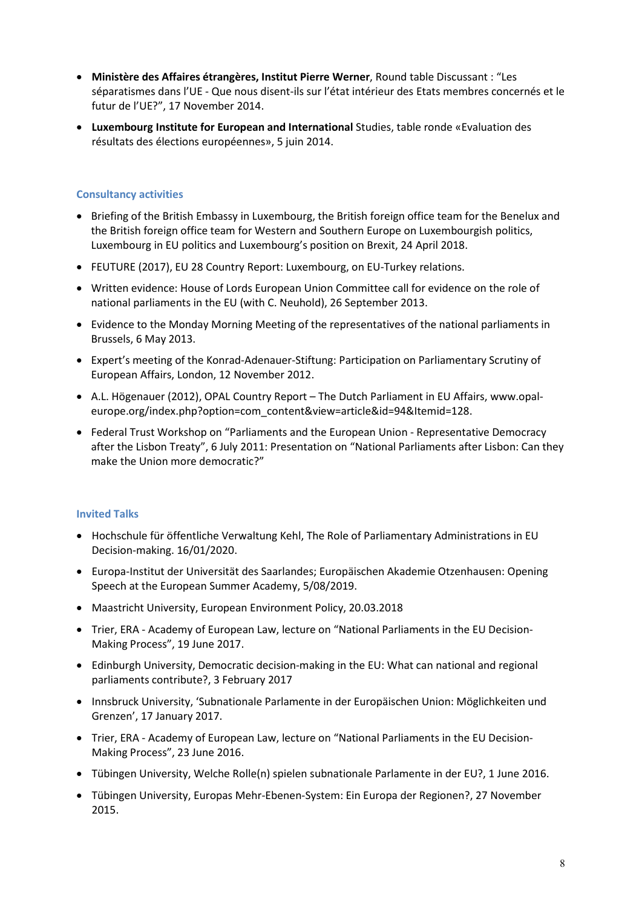- **Ministère des Affaires étrangères, Institut Pierre Werner**, Round table Discussant : "Les séparatismes dans l'UE - Que nous disent-ils sur l'état intérieur des Etats membres concernés et le futur de l'UE?", 17 November 2014.
- **Luxembourg Institute for European and International** Studies, table ronde «Evaluation des résultats des élections européennes», 5 juin 2014.

### Consultancy activities

- Briefing of the British Embassy in Luxembourg, the British foreign office team for the Benelux and the British foreign office team for Western and Southern Europe on Luxembourgish politics, Luxembourg in EU politics and Luxembourg's position on Brexit, 24 April 2018.
- FEUTURE (2017), EU 28 Country Report: Luxembourg, on EU-Turkey relations.
- Written evidence: House of Lords European Union Committee call for evidence on the role of national parliaments in the EU (with C. Neuhold), 26 September 2013.
- Evidence to the Monday Morning Meeting of the representatives of the national parliaments in Brussels, 6 May 2013.
- Expert's meeting of the Konrad-Adenauer-Stiftung: Participation on Parliamentary Scrutiny of European Affairs, London, 12 November 2012.
- A.L. Högenauer (2012), OPAL Country Report – The Dutch Parliament in EU Affairs, www.opal-europe.org/index.php?option=com_content&view=article&id=94&Itemid=128.
- Federal Trust Workshop on "Parliaments and the European Union - Representative Democracy after the Lisbon Treaty", 6 July 2011: Presentation on "National Parliaments after Lisbon: Can they make the Union more democratic?"

### Invited Talks

- Hochschule für öffentliche Verwaltung Kehl, The Role of Parliamentary Administrations in EU Decision-making. 16/01/2020.
- Europa-Institut der Universität des Saarlandes; Europäischen Akademie Otzenhausen: Opening Speech at the European Summer Academy, 5/08/2019.
- Maastricht University, European Environment Policy, 20.03.2018
- Trier, ERA - Academy of European Law, lecture on "National Parliaments in the EU Decision-Making Process", 19 June 2017.
- Edinburgh University, Democratic decision-making in the EU: What can national and regional parliaments contribute?, 3 February 2017
- Innsbruck University, 'Subnationale Parlamente in der Europäischen Union: Möglichkeiten und Grenzen', 17 January 2017.
- Trier, ERA - Academy of European Law, lecture on "National Parliaments in the EU Decision-Making Process", 23 June 2016.
- Tübingen University, Welche Rolle(n) spielen subnationale Parlamente in der EU?, 1 June 2016.
- Tübingen University, Europas Mehr-Ebenen-System: Ein Europa der Regionen?, 27 November 2015.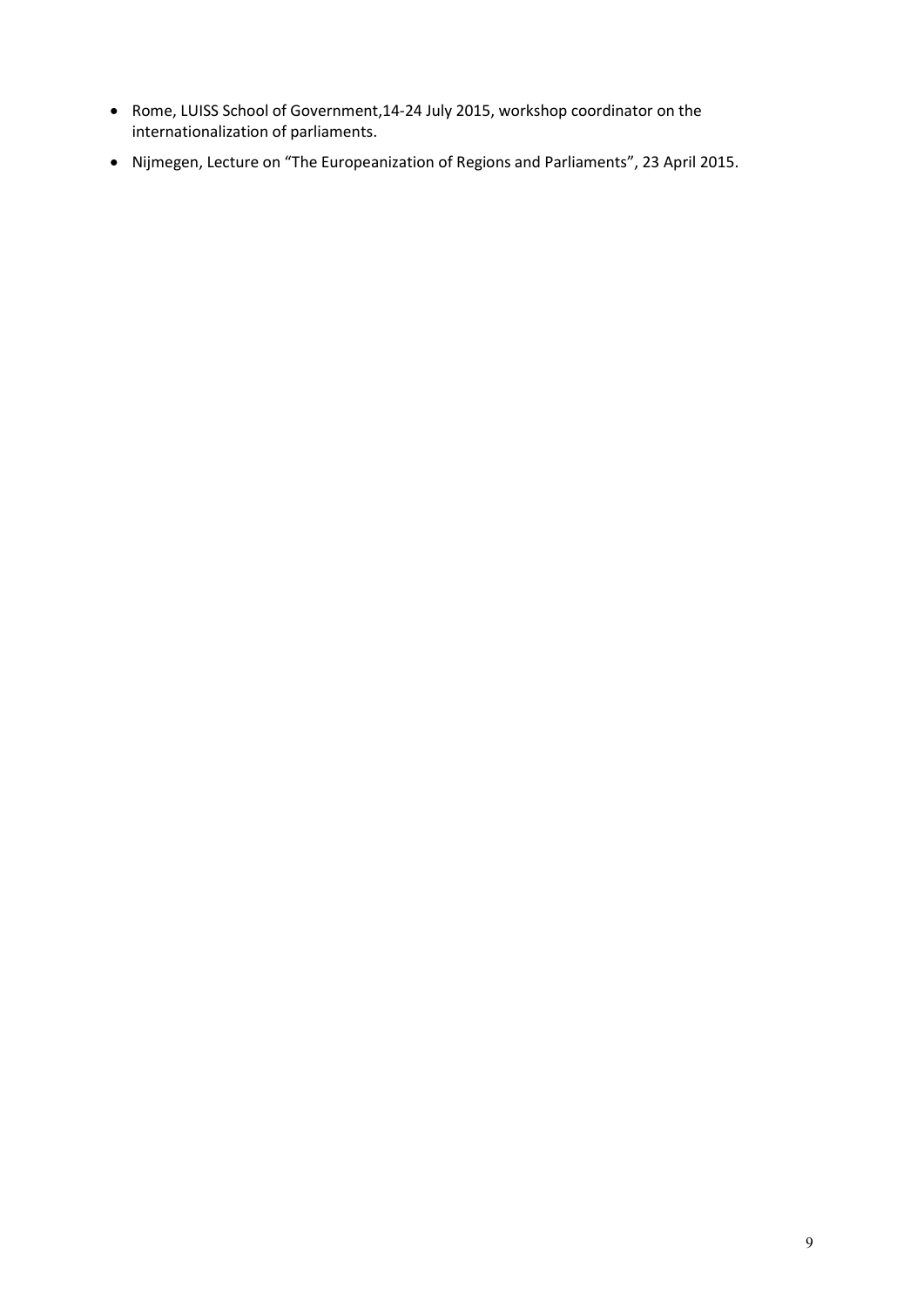- Rome, LUISS School of Government,14-24 July 2015, workshop coordinator on the internationalization of parliaments.
- Nijmegen, Lecture on “The Europeanization of Regions and Parliaments”, 23 April 2015.